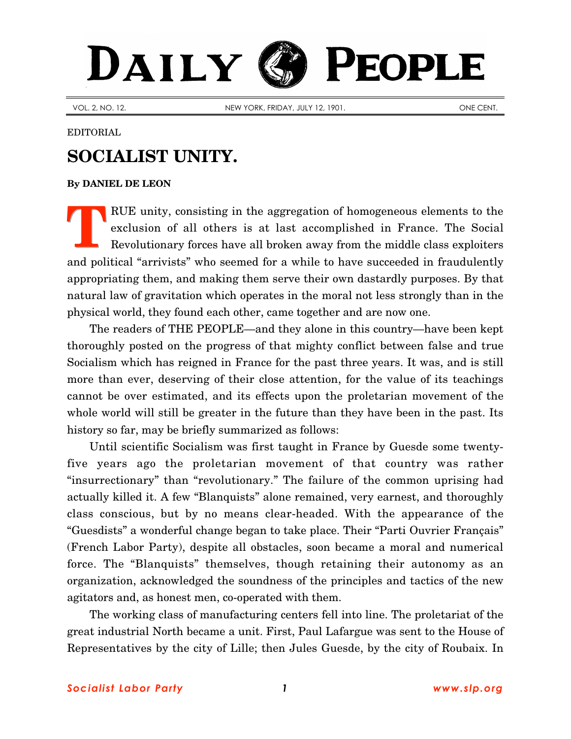# DAILY PEOPLE

VOL. 2, NO. 12. NEW YORK, FRIDAY, JULY 12, 1901. ONE CENT.

EDITORIAL

## SOCIALIST UNITY.

**By DANIEL DE LEON**

TRUE unity, consisting in the aggregation of homogeneous elements to the exclusion of all others is at last accomplished in France. The Social Revolutionary forces have all broken away from the middle class exploiters and political "arrivists" who seemed for a while to have succeeded in fraudulently appropriating them, and making them serve their own dastardly purposes. By that natural law of gravitation which operates in the moral not less strongly than in the physical world, they found each other, came together and are now one.

The readers of THE PEOPLE—and they alone in this country—have been kept thoroughly posted on the progress of that mighty conflict between false and true Socialism which has reigned in France for the past three years. It was, and is still more than ever, deserving of their close attention, for the value of its teachings cannot be over estimated, and its effects upon the proletarian movement of the whole world will still be greater in the future than they have been in the past. Its history so far, may be briefly summarized as follows:

Until scientific Socialism was first taught in France by Guesde some twenty-five years ago the proletarian movement of that country was rather "insurrectionary" than "revolutionary." The failure of the common uprising had actually killed it. A few "Blanquists" alone remained, very earnest, and thoroughly class conscious, but by no means clear-headed. With the appearance of the "Guesdists" a wonderful change began to take place. Their "Parti Ouvrier Français" (French Labor Party), despite all obstacles, soon became a moral and numerical force. The "Blanquists" themselves, though retaining their autonomy as an organization, acknowledged the soundness of the principles and tactics of the new agitators and, as honest men, co-operated with them.

The working class of manufacturing centers fell into line. The proletariat of the great industrial North became a unit. First, Paul Lafargue was sent to the House of Representatives by the city of Lille; then Jules Guesde, by the city of Roubaix. In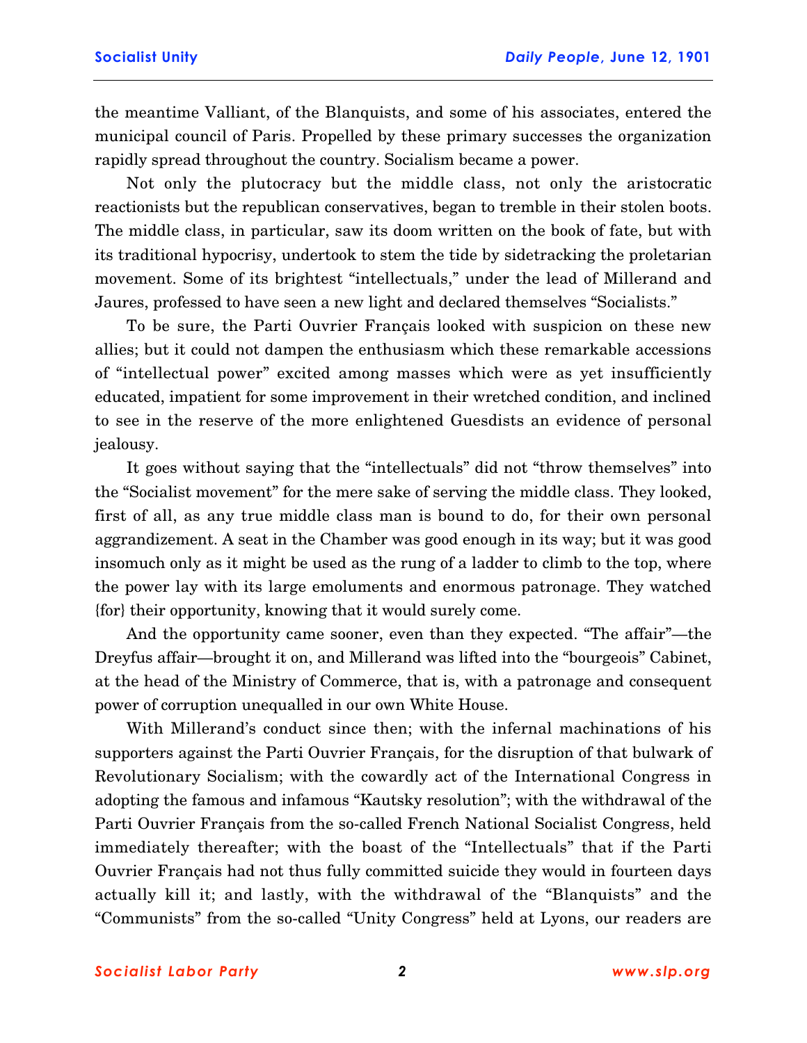the meantime Valliant, of the Blanquists, and some of his associates, entered the municipal council of Paris. Propelled by these primary successes the organization rapidly spread throughout the country. Socialism became a power.

Not only the plutocracy but the middle class, not only the aristocratic reactionists but the republican conservatives, began to tremble in their stolen boots. The middle class, in particular, saw its doom written on the book of fate, but with its traditional hypocrisy, undertook to stem the tide by sidetracking the proletarian movement. Some of its brightest "intellectuals," under the lead of Millerand and Jaures, professed to have seen a new light and declared themselves "Socialists."

To be sure, the Parti Ouvrier Français looked with suspicion on these new allies; but it could not dampen the enthusiasm which these remarkable accessions of "intellectual power" excited among masses which were as yet insufficiently educated, impatient for some improvement in their wretched condition, and inclined to see in the reserve of the more enlightened Guesdists an evidence of personal jealousy.

It goes without saying that the "intellectuals" did not "throw themselves" into the "Socialist movement" for the mere sake of serving the middle class. They looked, first of all, as any true middle class man is bound to do, for their own personal aggrandizement. A seat in the Chamber was good enough in its way; but it was good insomuch only as it might be used as the rung of a ladder to climb to the top, where the power lay with its large emoluments and enormous patronage. They watched {for} their opportunity, knowing that it would surely come.

And the opportunity came sooner, even than they expected. "The affair"—the Dreyfus affair—brought it on, and Millerand was lifted into the "bourgeois" Cabinet, at the head of the Ministry of Commerce, that is, with a patronage and consequent power of corruption unequalled in our own White House.

With Millerand's conduct since then; with the infernal machinations of his supporters against the Parti Ouvrier Français, for the disruption of that bulwark of Revolutionary Socialism; with the cowardly act of the International Congress in adopting the famous and infamous "Kautsky resolution"; with the withdrawal of the Parti Ouvrier Français from the so-called French National Socialist Congress, held immediately thereafter; with the boast of the "Intellectuals" that if the Parti Ouvrier Français had not thus fully committed suicide they would in fourteen days actually kill it; and lastly, with the withdrawal of the "Blanquists" and the "Communists" from the so-called "Unity Congress" held at Lyons, our readers are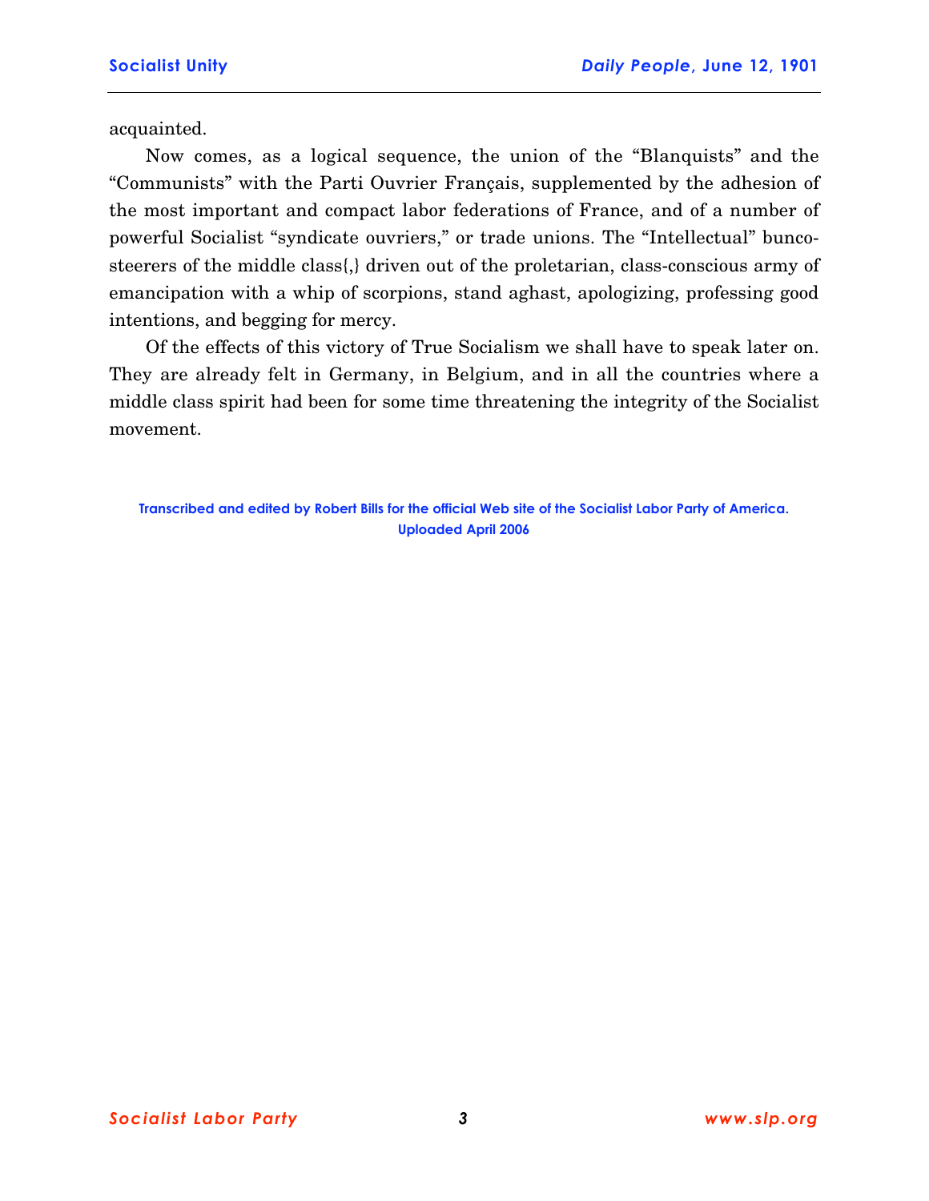acquainted.

Now comes, as a logical sequence, the union of the “Blanquists” and the “Communists” with the Parti Ouvrier Français, supplemented by the adhesion of the most important and compact labor federations of France, and of a number of powerful Socialist “syndicate ouvriers,” or trade unions. The “Intellectual” bunco-steerers of the middle class{,} driven out of the proletarian, class-conscious army of emancipation with a whip of scorpions, stand aghast, apologizing, professing good intentions, and begging for mercy.

Of the effects of this victory of True Socialism we shall have to speak later on. They are already felt in Germany, in Belgium, and in all the countries where a middle class spirit had been for some time threatening the integrity of the Socialist movement.

**Transcribed and edited by Robert Bills for the official Web site of the Socialist Labor Party of America. Uploaded April 2006**